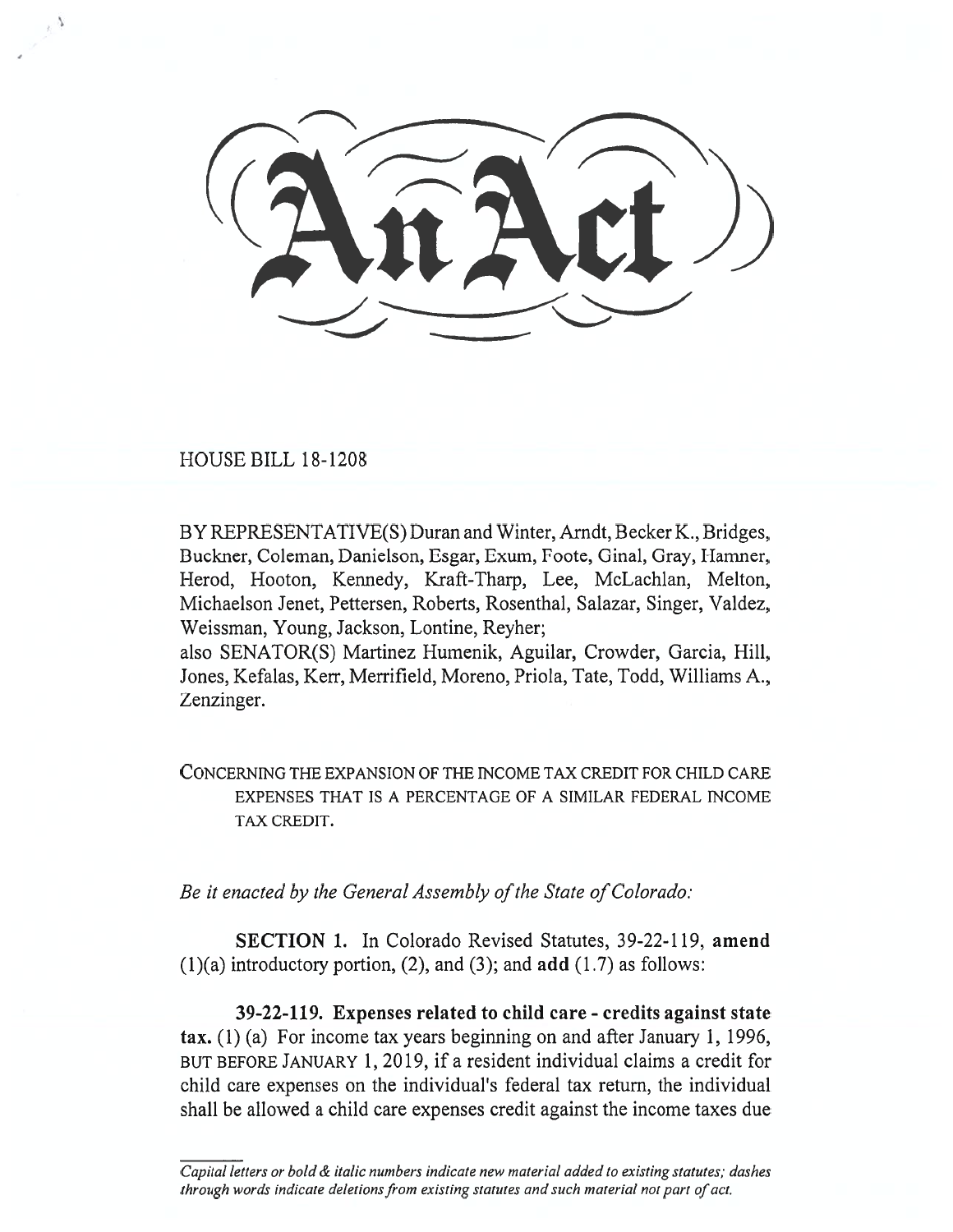# An Act

HOUSE BILL 18-1208

BY REPRESENTATIVE(S) Duran and Winter, Arndt, Becker K., Bridges, Buckner, Coleman, Danielson, Esgar, Exum, Foote, Ginal, Gray, Hamner, Herod, Hooton, Kennedy, Kraft-Tharp, Lee, McLachlan, Melton, Michaelson Jenet, Pettersen, Roberts, Rosenthal, Salazar, Singer, Valdez, Weissman, Young, Jackson, Lontine, Reyher;
also SENATOR(S) Martinez Humenik, Aguilar, Crowder, Garcia, Hill, Jones, Kefalas, Kerr, Merrifield, Moreno, Priola, Tate, Todd, Williams A., Zenzinger.

CONCERNING THE EXPANSION OF THE INCOME TAX CREDIT FOR CHILD CARE EXPENSES THAT IS A PERCENTAGE OF A SIMILAR FEDERAL INCOME TAX CREDIT.

*Be it enacted by the General Assembly of the State of Colorado:*

**SECTION 1.** In Colorado Revised Statutes, 39-22-119, **amend** (1)(a) introductory portion, (2), and (3); and **add** (1.7) as follows:

**39-22-119. Expenses related to child care - credits against state tax.** (1) (a) For income tax years beginning on and after January 1, 1996, BUT BEFORE JANUARY 1, 2019, if a resident individual claims a credit for child care expenses on the individual's federal tax return, the individual shall be allowed a child care expenses credit against the income taxes due

*Capital letters or bold & italic numbers indicate new material added to existing statutes; dashes through words indicate deletions from existing statutes and such material not part of act.*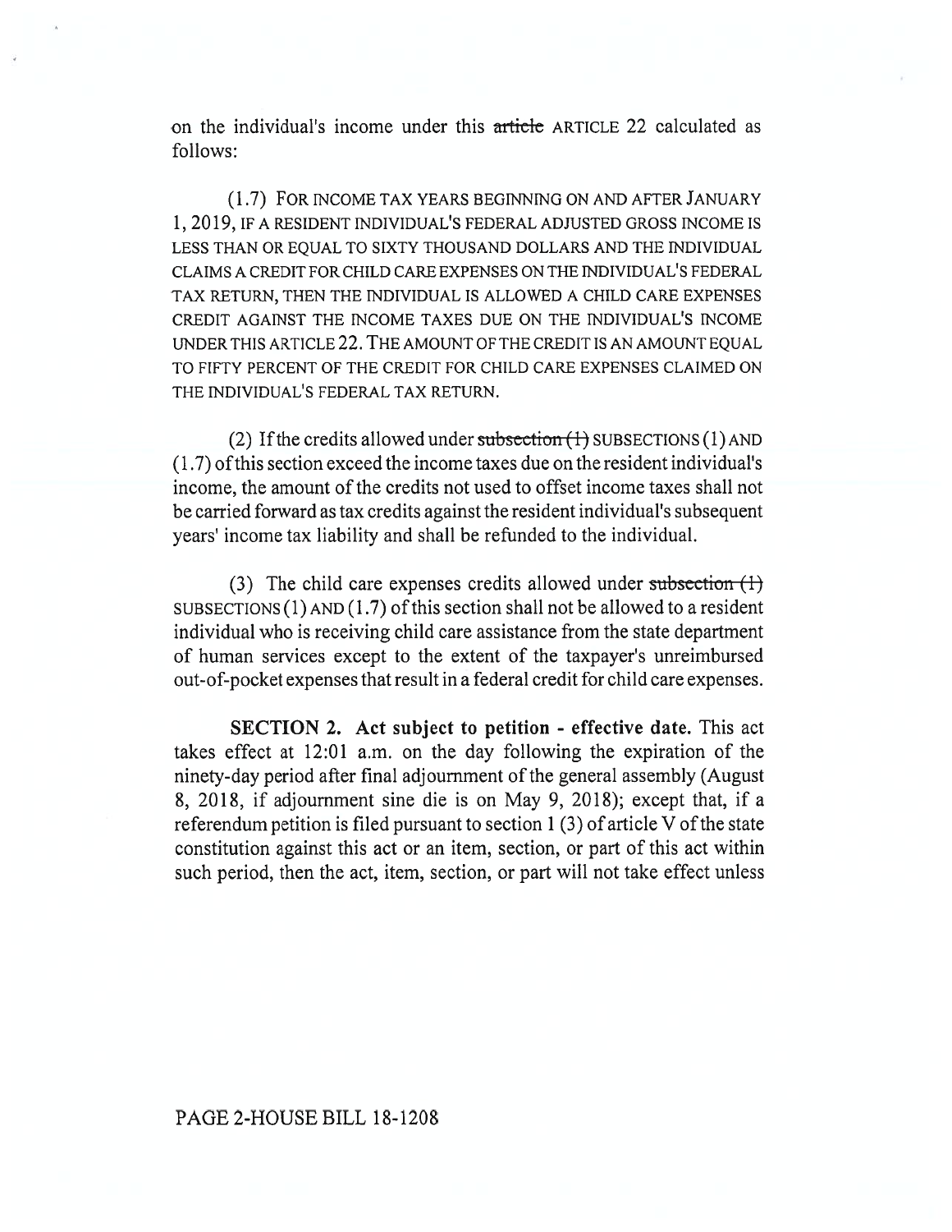on the individual's income under this ~~article~~ ARTICLE 22 calculated as follows:

(1.7) FOR INCOME TAX YEARS BEGINNING ON AND AFTER JANUARY 1, 2019, IF A RESIDENT INDIVIDUAL'S FEDERAL ADJUSTED GROSS INCOME IS LESS THAN OR EQUAL TO SIXTY THOUSAND DOLLARS AND THE INDIVIDUAL CLAIMS A CREDIT FOR CHILD CARE EXPENSES ON THE INDIVIDUAL'S FEDERAL TAX RETURN, THEN THE INDIVIDUAL IS ALLOWED A CHILD CARE EXPENSES CREDIT AGAINST THE INCOME TAXES DUE ON THE INDIVIDUAL'S INCOME UNDER THIS ARTICLE 22. THE AMOUNT OF THE CREDIT IS AN AMOUNT EQUAL TO FIFTY PERCENT OF THE CREDIT FOR CHILD CARE EXPENSES CLAIMED ON THE INDIVIDUAL'S FEDERAL TAX RETURN.

(2) If the credits allowed under ~~subsection (1)~~ SUBSECTIONS (1) AND (1.7) of this section exceed the income taxes due on the resident individual's income, the amount of the credits not used to offset income taxes shall not be carried forward as tax credits against the resident individual's subsequent years' income tax liability and shall be refunded to the individual.

(3) The child care expenses credits allowed under ~~subsection (1)~~ SUBSECTIONS (1) AND (1.7) of this section shall not be allowed to a resident individual who is receiving child care assistance from the state department of human services except to the extent of the taxpayer's unreimbursed out-of-pocket expenses that result in a federal credit for child care expenses.

**SECTION 2. Act subject to petition - effective date.** This act takes effect at 12:01 a.m. on the day following the expiration of the ninety-day period after final adjournment of the general assembly (August 8, 2018, if adjournment sine die is on May 9, 2018); except that, if a referendum petition is filed pursuant to section 1 (3) of article V of the state constitution against this act or an item, section, or part of this act within such period, then the act, item, section, or part will not take effect unless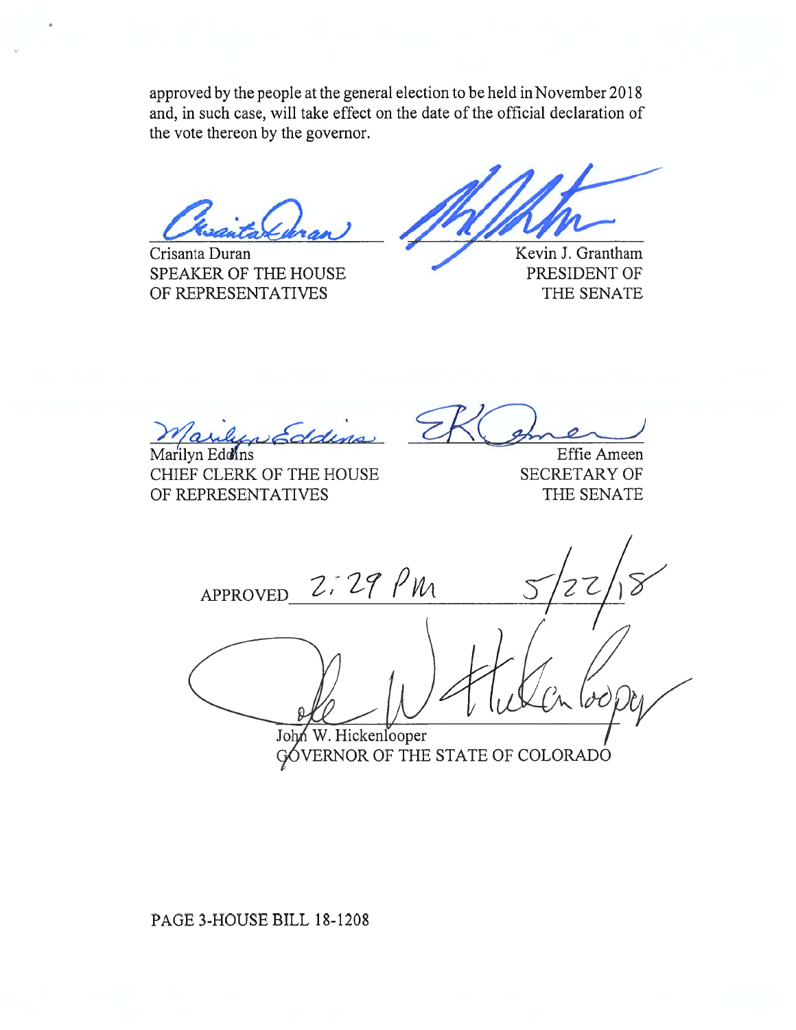approved by the people at the general election to be held in November 2018 and, in such case, will take effect on the date of the official declaration of the vote thereon by the governor.

Crisanta Duran
SPEAKER OF THE HOUSE
OF REPRESENTATIVES

Kevin J. Grantham
PRESIDENT OF
THE SENATE

Marilyn Eddins
CHIEF CLERK OF THE HOUSE
OF REPRESENTATIVES

Effie Ameen
SECRETARY OF
THE SENATE

APPROVED 2:29 PM 5/22/18

John W. Hickenlooper
GOVERNOR OF THE STATE OF COLORADO

PAGE 3-HOUSE BILL 18-1208